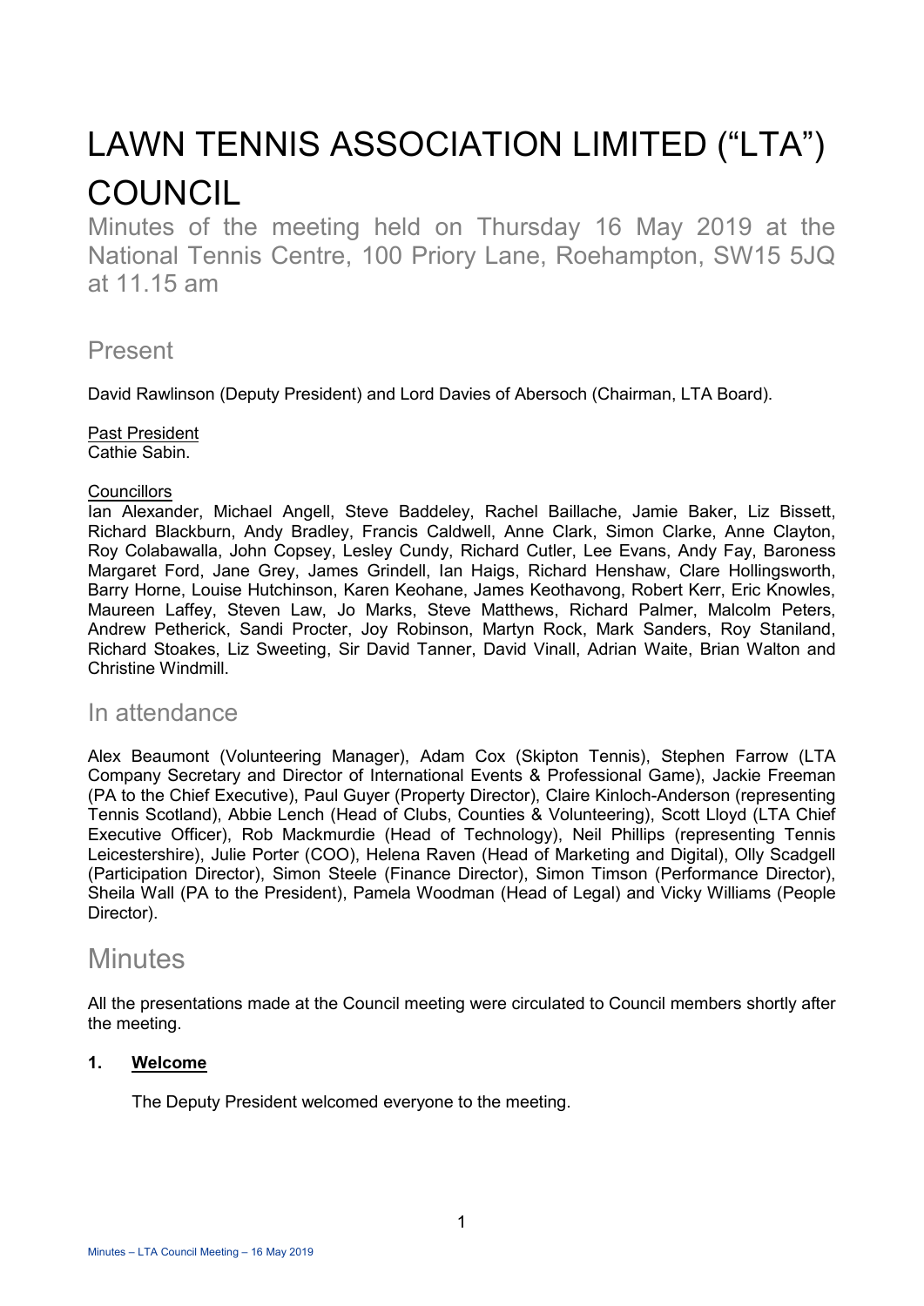# LAWN TENNIS ASSOCIATION LIMITED ("LTA") COUNCIL

Minutes of the meeting held on Thursday 16 May 2019 at the National Tennis Centre, 100 Priory Lane, Roehampton, SW15 5JQ at 11.15 am

## Present

David Rawlinson (Deputy President) and Lord Davies of Abersoch (Chairman, LTA Board).

Past President
Cathie Sabin.

Councillors
Ian Alexander, Michael Angell, Steve Baddeley, Rachel Baillache, Jamie Baker, Liz Bissett, Richard Blackburn, Andy Bradley, Francis Caldwell, Anne Clark, Simon Clarke, Anne Clayton, Roy Colabawalla, John Copsey, Lesley Cundy, Richard Cutler, Lee Evans, Andy Fay, Baroness Margaret Ford, Jane Grey, James Grindell, Ian Haigs, Richard Henshaw, Clare Hollingsworth, Barry Horne, Louise Hutchinson, Karen Keohane, James Keothavong, Robert Kerr, Eric Knowles, Maureen Laffey, Steven Law, Jo Marks, Steve Matthews, Richard Palmer, Malcolm Peters, Andrew Petherick, Sandi Procter, Joy Robinson, Martyn Rock, Mark Sanders, Roy Staniland, Richard Stoakes, Liz Sweeting, Sir David Tanner, David Vinall, Adrian Waite, Brian Walton and Christine Windmill.

## In attendance

Alex Beaumont (Volunteering Manager), Adam Cox (Skipton Tennis), Stephen Farrow (LTA Company Secretary and Director of International Events & Professional Game), Jackie Freeman (PA to the Chief Executive), Paul Guyer (Property Director), Claire Kinloch-Anderson (representing Tennis Scotland), Abbie Lench (Head of Clubs, Counties & Volunteering), Scott Lloyd (LTA Chief Executive Officer), Rob Mackmurdie (Head of Technology), Neil Phillips (representing Tennis Leicestershire), Julie Porter (COO), Helena Raven (Head of Marketing and Digital), Olly Scadgell (Participation Director), Simon Steele (Finance Director), Simon Timson (Performance Director), Sheila Wall (PA to the President), Pamela Woodman (Head of Legal) and Vicky Williams (People Director).

# Minutes

All the presentations made at the Council meeting were circulated to Council members shortly after the meeting.

**1. Welcome**

The Deputy President welcomed everyone to the meeting.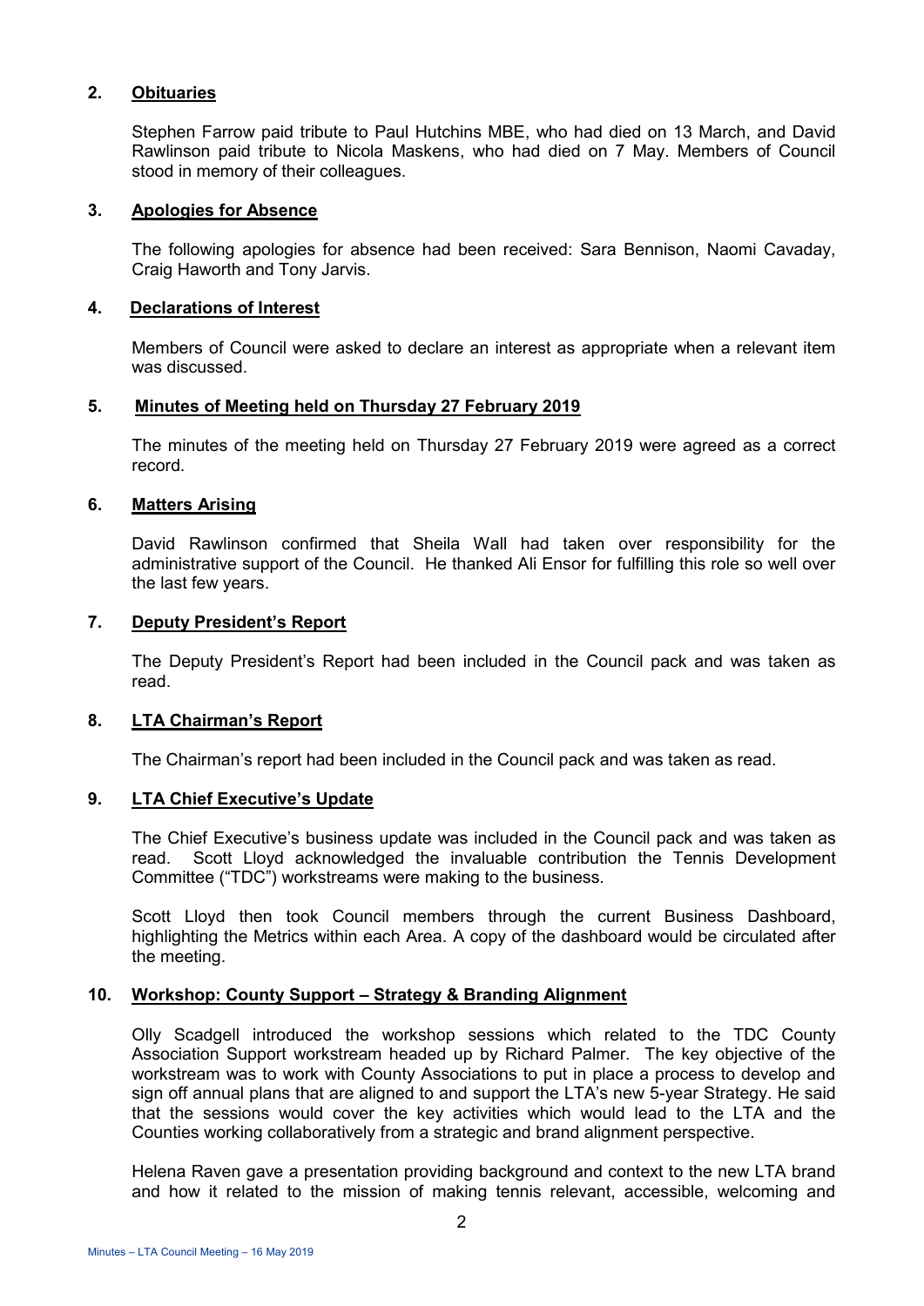## 2. Obituaries

Stephen Farrow paid tribute to Paul Hutchins MBE, who had died on 13 March, and David Rawlinson paid tribute to Nicola Maskens, who had died on 7 May. Members of Council stood in memory of their colleagues.

## 3. Apologies for Absence

The following apologies for absence had been received: Sara Bennison, Naomi Cavaday, Craig Haworth and Tony Jarvis.

## 4. Declarations of Interest

Members of Council were asked to declare an interest as appropriate when a relevant item was discussed.

## 5. Minutes of Meeting held on Thursday 27 February 2019

The minutes of the meeting held on Thursday 27 February 2019 were agreed as a correct record.

## 6. Matters Arising

David Rawlinson confirmed that Sheila Wall had taken over responsibility for the administrative support of the Council. He thanked Ali Ensor for fulfilling this role so well over the last few years.

## 7. Deputy President's Report

The Deputy President's Report had been included in the Council pack and was taken as read.

## 8. LTA Chairman's Report

The Chairman's report had been included in the Council pack and was taken as read.

## 9. LTA Chief Executive's Update

The Chief Executive's business update was included in the Council pack and was taken as read. Scott Lloyd acknowledged the invaluable contribution the Tennis Development Committee ("TDC") workstreams were making to the business.

Scott Lloyd then took Council members through the current Business Dashboard, highlighting the Metrics within each Area. A copy of the dashboard would be circulated after the meeting.

## 10. Workshop: County Support – Strategy & Branding Alignment

Olly Scadgell introduced the workshop sessions which related to the TDC County Association Support workstream headed up by Richard Palmer. The key objective of the workstream was to work with County Associations to put in place a process to develop and sign off annual plans that are aligned to and support the LTA's new 5-year Strategy. He said that the sessions would cover the key activities which would lead to the LTA and the Counties working collaboratively from a strategic and brand alignment perspective.

Helena Raven gave a presentation providing background and context to the new LTA brand and how it related to the mission of making tennis relevant, accessible, welcoming and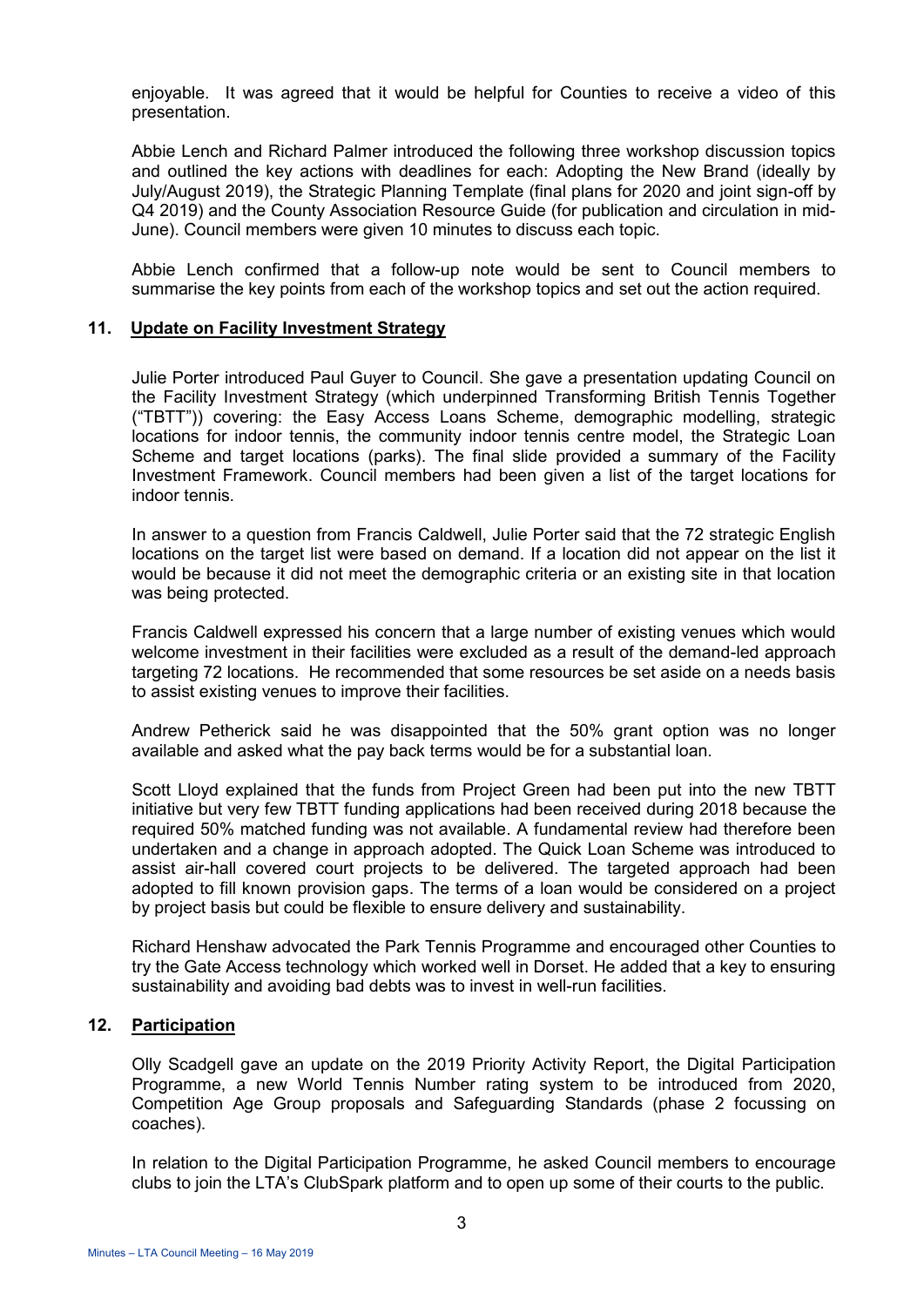enjoyable. It was agreed that it would be helpful for Counties to receive a video of this presentation.

Abbie Lench and Richard Palmer introduced the following three workshop discussion topics and outlined the key actions with deadlines for each: Adopting the New Brand (ideally by July/August 2019), the Strategic Planning Template (final plans for 2020 and joint sign-off by Q4 2019) and the County Association Resource Guide (for publication and circulation in mid-June). Council members were given 10 minutes to discuss each topic.

Abbie Lench confirmed that a follow-up note would be sent to Council members to summarise the key points from each of the workshop topics and set out the action required.

## 11. Update on Facility Investment Strategy

Julie Porter introduced Paul Guyer to Council. She gave a presentation updating Council on the Facility Investment Strategy (which underpinned Transforming British Tennis Together ("TBTT")) covering: the Easy Access Loans Scheme, demographic modelling, strategic locations for indoor tennis, the community indoor tennis centre model, the Strategic Loan Scheme and target locations (parks). The final slide provided a summary of the Facility Investment Framework. Council members had been given a list of the target locations for indoor tennis.

In answer to a question from Francis Caldwell, Julie Porter said that the 72 strategic English locations on the target list were based on demand. If a location did not appear on the list it would be because it did not meet the demographic criteria or an existing site in that location was being protected.

Francis Caldwell expressed his concern that a large number of existing venues which would welcome investment in their facilities were excluded as a result of the demand-led approach targeting 72 locations. He recommended that some resources be set aside on a needs basis to assist existing venues to improve their facilities.

Andrew Petherick said he was disappointed that the 50% grant option was no longer available and asked what the pay back terms would be for a substantial loan.

Scott Lloyd explained that the funds from Project Green had been put into the new TBTT initiative but very few TBTT funding applications had been received during 2018 because the required 50% matched funding was not available. A fundamental review had therefore been undertaken and a change in approach adopted. The Quick Loan Scheme was introduced to assist air-hall covered court projects to be delivered. The targeted approach had been adopted to fill known provision gaps. The terms of a loan would be considered on a project by project basis but could be flexible to ensure delivery and sustainability.

Richard Henshaw advocated the Park Tennis Programme and encouraged other Counties to try the Gate Access technology which worked well in Dorset. He added that a key to ensuring sustainability and avoiding bad debts was to invest in well-run facilities.

## 12. Participation

Olly Scadgell gave an update on the 2019 Priority Activity Report, the Digital Participation Programme, a new World Tennis Number rating system to be introduced from 2020, Competition Age Group proposals and Safeguarding Standards (phase 2 focussing on coaches).

In relation to the Digital Participation Programme, he asked Council members to encourage clubs to join the LTA's ClubSpark platform and to open up some of their courts to the public.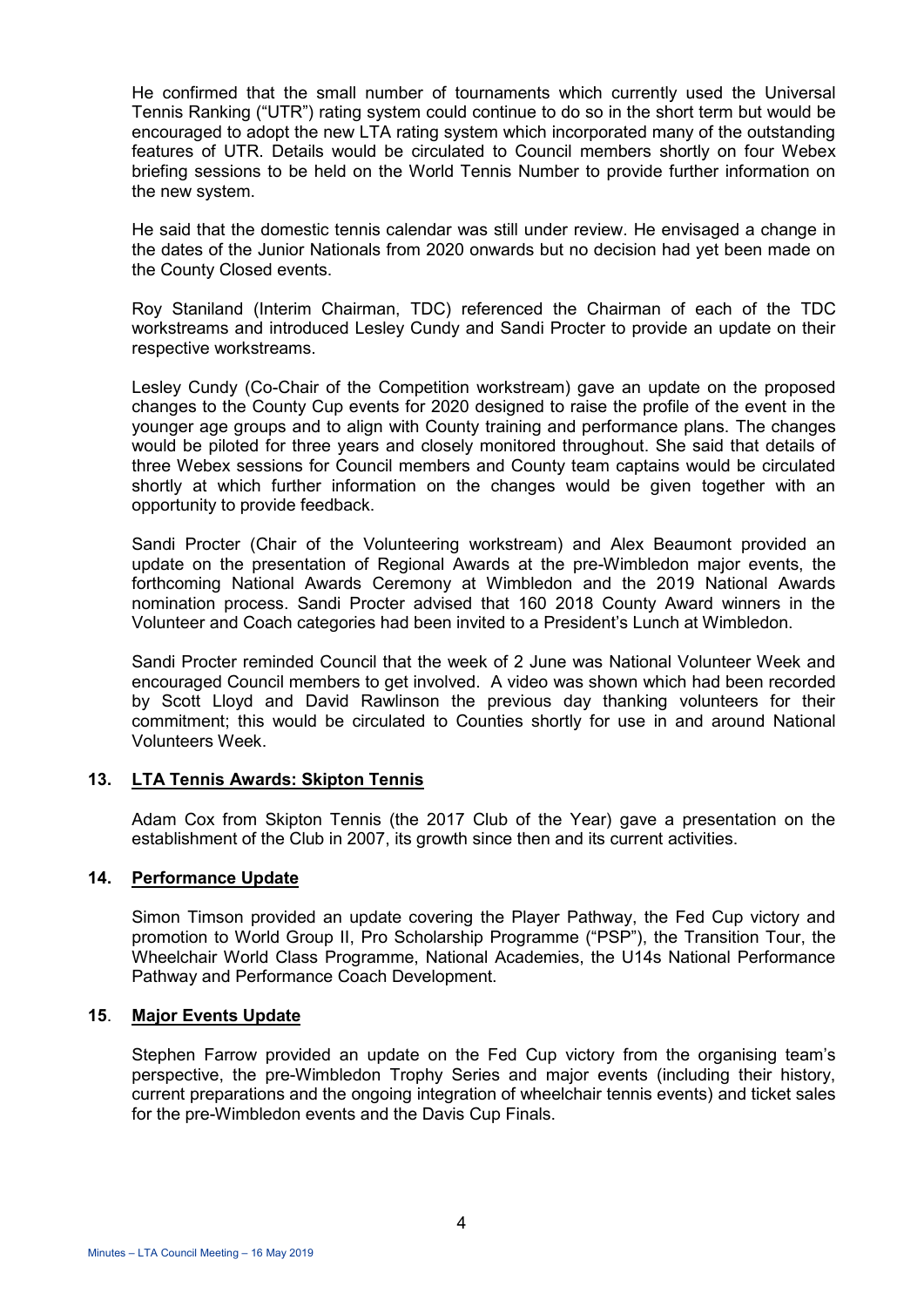He confirmed that the small number of tournaments which currently used the Universal Tennis Ranking ("UTR") rating system could continue to do so in the short term but would be encouraged to adopt the new LTA rating system which incorporated many of the outstanding features of UTR. Details would be circulated to Council members shortly on four Webex briefing sessions to be held on the World Tennis Number to provide further information on the new system.

He said that the domestic tennis calendar was still under review. He envisaged a change in the dates of the Junior Nationals from 2020 onwards but no decision had yet been made on the County Closed events.

Roy Staniland (Interim Chairman, TDC) referenced the Chairman of each of the TDC workstreams and introduced Lesley Cundy and Sandi Procter to provide an update on their respective workstreams.

Lesley Cundy (Co-Chair of the Competition workstream) gave an update on the proposed changes to the County Cup events for 2020 designed to raise the profile of the event in the younger age groups and to align with County training and performance plans. The changes would be piloted for three years and closely monitored throughout. She said that details of three Webex sessions for Council members and County team captains would be circulated shortly at which further information on the changes would be given together with an opportunity to provide feedback.

Sandi Procter (Chair of the Volunteering workstream) and Alex Beaumont provided an update on the presentation of Regional Awards at the pre-Wimbledon major events, the forthcoming National Awards Ceremony at Wimbledon and the 2019 National Awards nomination process. Sandi Procter advised that 160 2018 County Award winners in the Volunteer and Coach categories had been invited to a President's Lunch at Wimbledon.

Sandi Procter reminded Council that the week of 2 June was National Volunteer Week and encouraged Council members to get involved. A video was shown which had been recorded by Scott Lloyd and David Rawlinson the previous day thanking volunteers for their commitment; this would be circulated to Counties shortly for use in and around National Volunteers Week.

## 13. LTA Tennis Awards: Skipton Tennis

Adam Cox from Skipton Tennis (the 2017 Club of the Year) gave a presentation on the establishment of the Club in 2007, its growth since then and its current activities.

## 14. Performance Update

Simon Timson provided an update covering the Player Pathway, the Fed Cup victory and promotion to World Group II, Pro Scholarship Programme ("PSP"), the Transition Tour, the Wheelchair World Class Programme, National Academies, the U14s National Performance Pathway and Performance Coach Development.

## 15. Major Events Update

Stephen Farrow provided an update on the Fed Cup victory from the organising team's perspective, the pre-Wimbledon Trophy Series and major events (including their history, current preparations and the ongoing integration of wheelchair tennis events) and ticket sales for the pre-Wimbledon events and the Davis Cup Finals.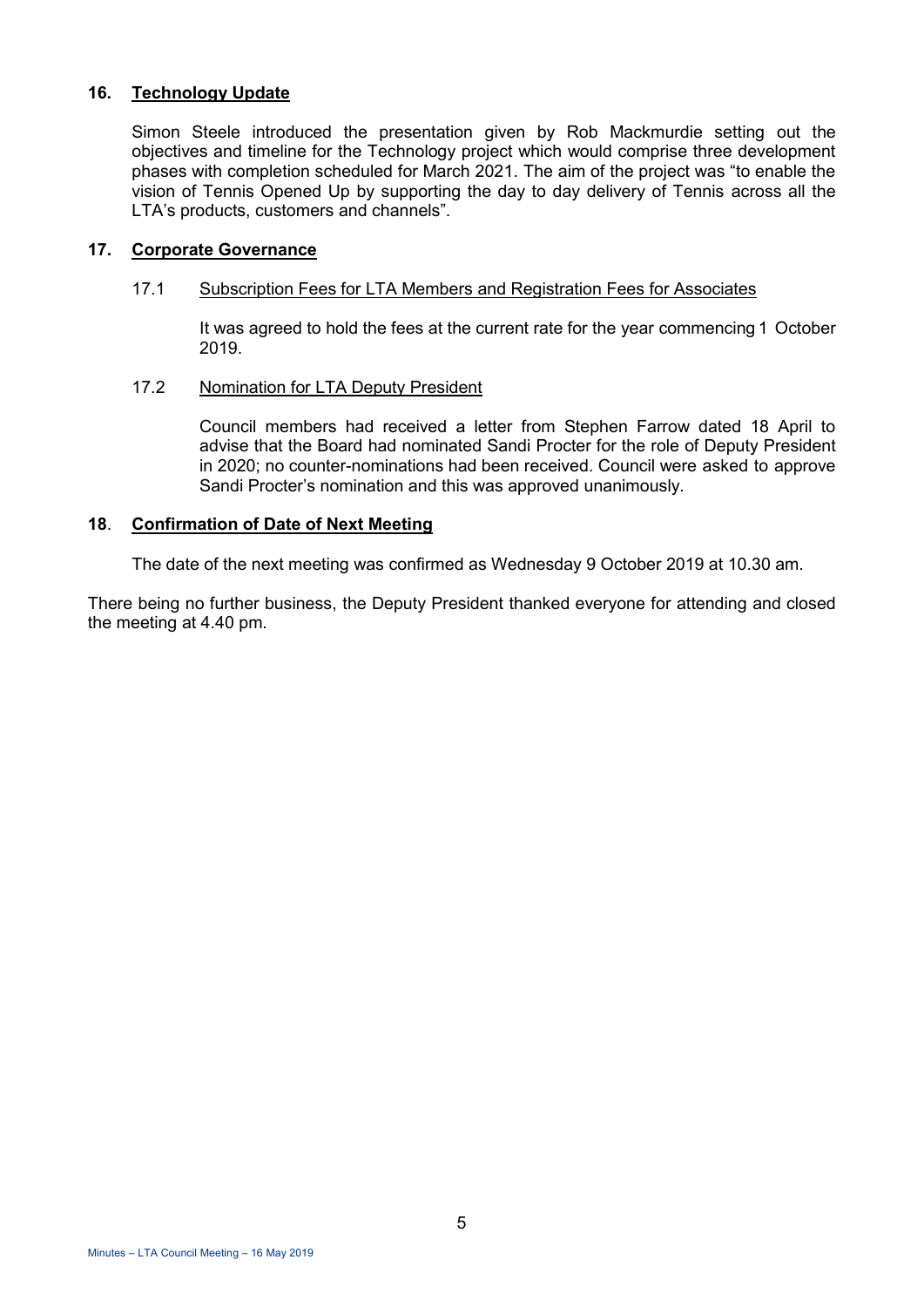## 16. Technology Update

Simon Steele introduced the presentation given by Rob Mackmurdie setting out the objectives and timeline for the Technology project which would comprise three development phases with completion scheduled for March 2021. The aim of the project was "to enable the vision of Tennis Opened Up by supporting the day to day delivery of Tennis across all the LTA's products, customers and channels".

## 17. Corporate Governance

### 17.1 Subscription Fees for LTA Members and Registration Fees for Associates

It was agreed to hold the fees at the current rate for the year commencing 1 October 2019.

### 17.2 Nomination for LTA Deputy President

Council members had received a letter from Stephen Farrow dated 18 April to advise that the Board had nominated Sandi Procter for the role of Deputy President in 2020; no counter-nominations had been received. Council were asked to approve Sandi Procter's nomination and this was approved unanimously.

## 18. Confirmation of Date of Next Meeting

The date of the next meeting was confirmed as Wednesday 9 October 2019 at 10.30 am.

There being no further business, the Deputy President thanked everyone for attending and closed the meeting at 4.40 pm.